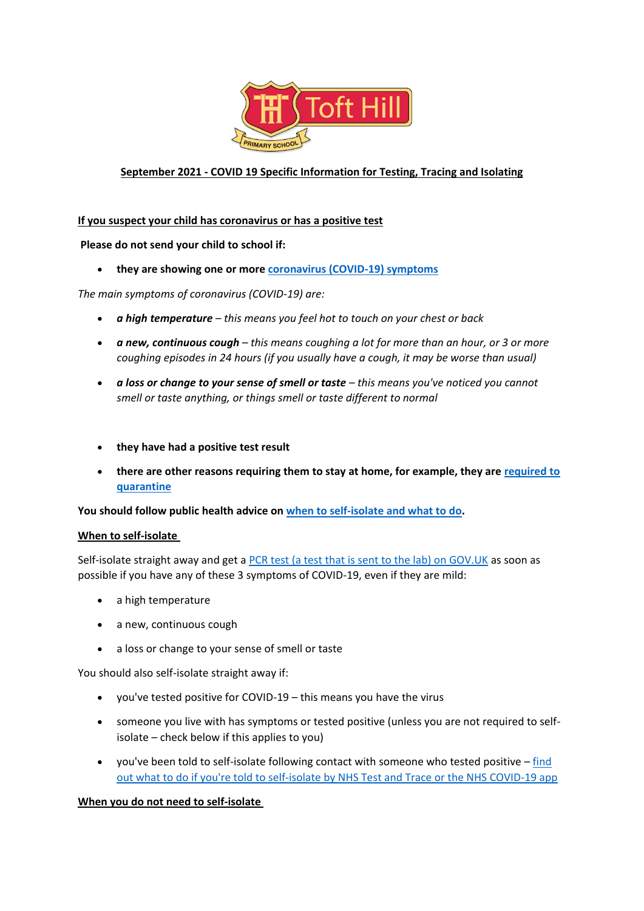Toft Hill Primary School

## September 2021 - COVID 19 Specific Information for Testing, Tracing and Isolating

### If you suspect your child has coronavirus or has a positive test

**Please do not send your child to school if:**

- **they are showing one or more coronavirus (COVID-19) symptoms**

*The main symptoms of coronavirus (COVID-19) are:*

- ***a high temperature** – this means you feel hot to touch on your chest or back*
- ***a new, continuous cough** – this means coughing a lot for more than an hour, or 3 or more coughing episodes in 24 hours (if you usually have a cough, it may be worse than usual)*
- ***a loss or change to your sense of smell or taste** – this means you've noticed you cannot smell or taste anything, or things smell or taste different to normal*

- **they have had a positive test result**
- **there are other reasons requiring them to stay at home, for example, they are required to quarantine**

**You should follow public health advice on when to self-isolate and what to do.**

### When to self-isolate

Self-isolate straight away and get a PCR test (a test that is sent to the lab) on GOV.UK as soon as possible if you have any of these 3 symptoms of COVID-19, even if they are mild:

- a high temperature
- a new, continuous cough
- a loss or change to your sense of smell or taste

You should also self-isolate straight away if:

- you've tested positive for COVID-19 – this means you have the virus
- someone you live with has symptoms or tested positive (unless you are not required to self-isolate – check below if this applies to you)
- you've been told to self-isolate following contact with someone who tested positive – find out what to do if you're told to self-isolate by NHS Test and Trace or the NHS COVID-19 app

### When you do not need to self-isolate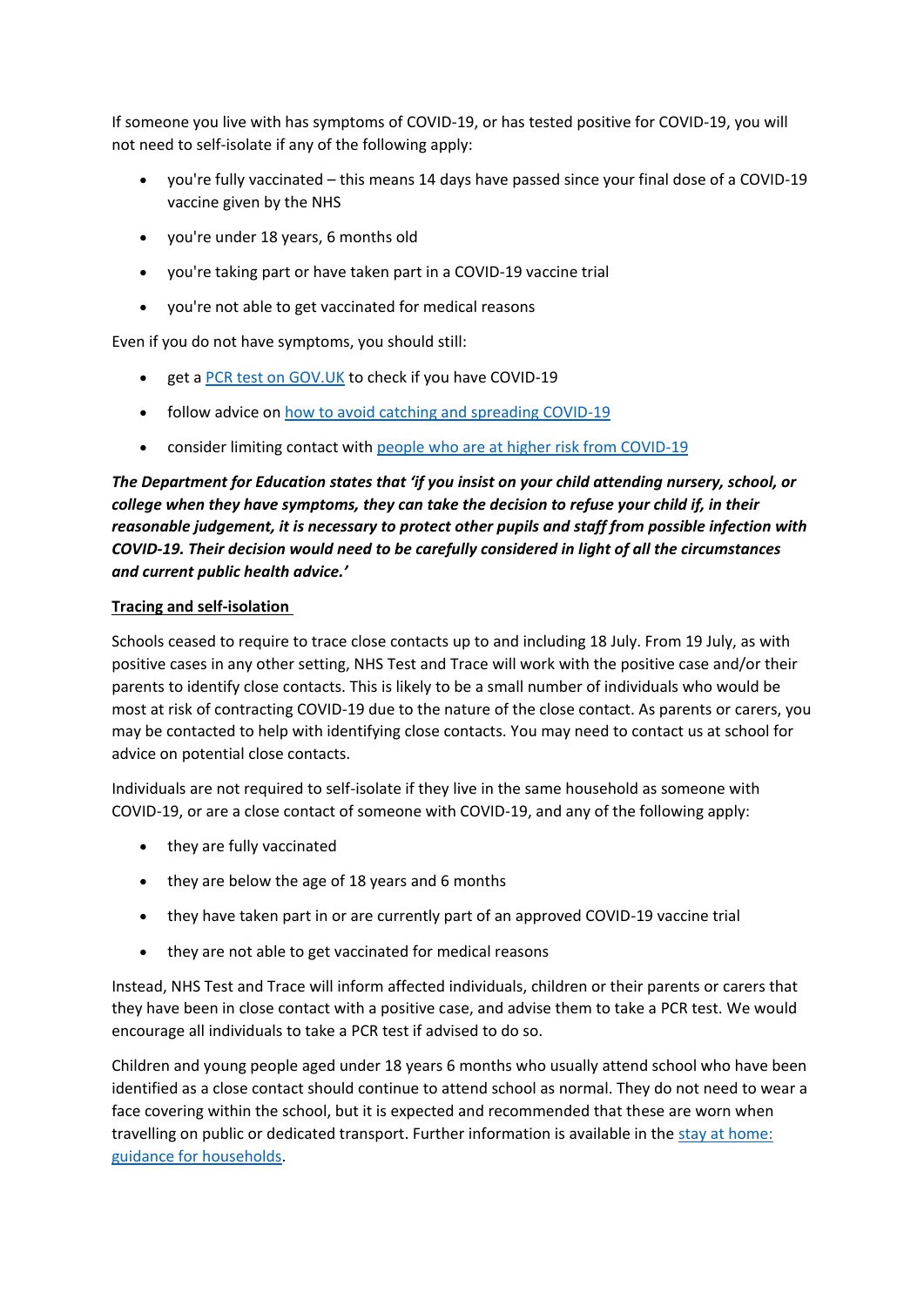If someone you live with has symptoms of COVID-19, or has tested positive for COVID-19, you will not need to self-isolate if any of the following apply:

- you're fully vaccinated – this means 14 days have passed since your final dose of a COVID-19 vaccine given by the NHS
- you're under 18 years, 6 months old
- you're taking part or have taken part in a COVID-19 vaccine trial
- you're not able to get vaccinated for medical reasons

Even if you do not have symptoms, you should still:

- get a [PCR test on GOV.UK]() to check if you have COVID-19
- follow advice on [how to avoid catching and spreading COVID-19]()
- consider limiting contact with [people who are at higher risk from COVID-19]()

***The Department for Education states that 'if you insist on your child attending nursery, school, or college when they have symptoms, they can take the decision to refuse your child if, in their reasonable judgement, it is necessary to protect other pupils and staff from possible infection with COVID-19. Their decision would need to be carefully considered in light of all the circumstances and current public health advice.'***

**Tracing and self-isolation**

Schools ceased to require to trace close contacts up to and including 18 July. From 19 July, as with positive cases in any other setting, NHS Test and Trace will work with the positive case and/or their parents to identify close contacts. This is likely to be a small number of individuals who would be most at risk of contracting COVID-19 due to the nature of the close contact. As parents or carers, you may be contacted to help with identifying close contacts. You may need to contact us at school for advice on potential close contacts.

Individuals are not required to self-isolate if they live in the same household as someone with COVID-19, or are a close contact of someone with COVID-19, and any of the following apply:

- they are fully vaccinated
- they are below the age of 18 years and 6 months
- they have taken part in or are currently part of an approved COVID-19 vaccine trial
- they are not able to get vaccinated for medical reasons

Instead, NHS Test and Trace will inform affected individuals, children or their parents or carers that they have been in close contact with a positive case, and advise them to take a PCR test. We would encourage all individuals to take a PCR test if advised to do so.

Children and young people aged under 18 years 6 months who usually attend school who have been identified as a close contact should continue to attend school as normal. They do not need to wear a face covering within the school, but it is expected and recommended that these are worn when travelling on public or dedicated transport. Further information is available in the [stay at home: guidance for households]().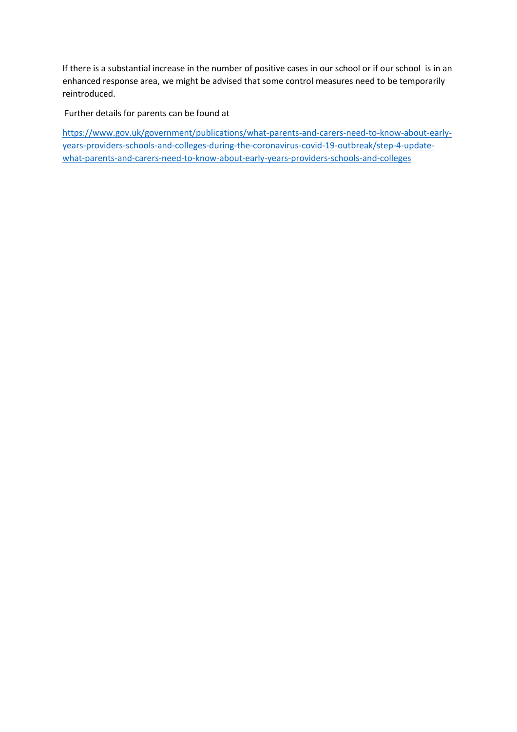If there is a substantial increase in the number of positive cases in our school or if our school is in an enhanced response area, we might be advised that some control measures need to be temporarily reintroduced.

Further details for parents can be found at

[https://www.gov.uk/government/publications/what-parents-and-carers-need-to-know-about-early-years-providers-schools-and-colleges-during-the-coronavirus-covid-19-outbreak/step-4-update-what-parents-and-carers-need-to-know-about-early-years-providers-schools-and-colleges](https://www.gov.uk/government/publications/what-parents-and-carers-need-to-know-about-early-years-providers-schools-and-colleges-during-the-coronavirus-covid-19-outbreak/step-4-update-what-parents-and-carers-need-to-know-about-early-years-providers-schools-and-colleges)